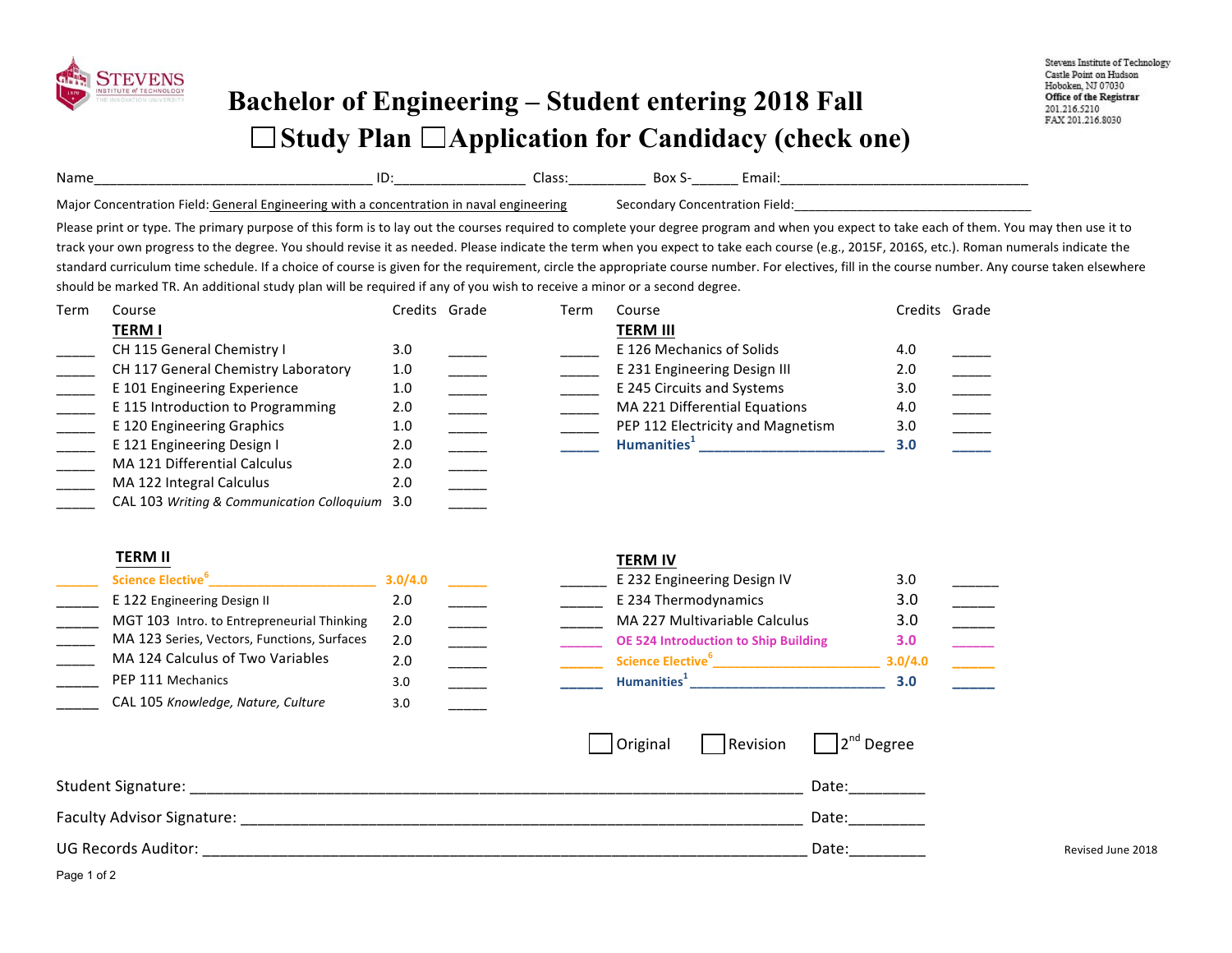STEVENS INSTITUTE of TECHNOLOGY

Stevens Institute of Technology
Castle Point on Hudson
Hoboken, NJ 07030
**Office of the Registrar**
201.216.5210
FAX 201.216.8030

# Bachelor of Engineering – Student entering 2018 Fall

## ☐ Study Plan ☐ Application for Candidacy (check one)

Name___________________________________ ID:________________ Class:__________ Box S-______ Email:________________________________

Major Concentration Field: General Engineering with a concentration in naval engineering     Secondary Concentration Field:________________________________

Please print or type. The primary purpose of this form is to lay out the courses required to complete your degree program and when you expect to take each of them. You may then use it to track your own progress to the degree. You should revise it as needed. Please indicate the term when you expect to take each course (e.g., 2015F, 2016S, etc.). Roman numerals indicate the standard curriculum time schedule. If a choice of course is given for the requirement, circle the appropriate course number. For electives, fill in the course number. Any course taken elsewhere should be marked TR. An additional study plan will be required if any of you wish to receive a minor or a second degree.

| Term | Course | Credits | Grade |
|---|---|---|---|
| | **TERM I** | | |
| _____ | CH 115 General Chemistry I | 3.0 | _____ |
| _____ | CH 117 General Chemistry Laboratory | 1.0 | _____ |
| _____ | E 101 Engineering Experience | 1.0 | _____ |
| _____ | E 115 Introduction to Programming | 2.0 | _____ |
| _____ | E 120 Engineering Graphics | 1.0 | _____ |
| _____ | E 121 Engineering Design I | 2.0 | _____ |
| _____ | MA 121 Differential Calculus | 2.0 | _____ |
| _____ | MA 122 Integral Calculus | 2.0 | _____ |
| _____ | CAL 103 *Writing & Communication Colloquium* | 3.0 | _____ |
| | **TERM II** | | |
| _____ | Science Elective[6] ______________________ | 3.0/4.0 | _____ |
| _____ | E 122 Engineering Design II | 2.0 | _____ |
| _____ | MGT 103 Intro. to Entrepreneurial Thinking | 2.0 | _____ |
| _____ | MA 123 Series, Vectors, Functions, Surfaces | 2.0 | _____ |
| _____ | MA 124 Calculus of Two Variables | 2.0 | _____ |
| _____ | PEP 111 Mechanics | 3.0 | _____ |
| _____ | CAL 105 *Knowledge, Nature, Culture* | 3.0 | _____ |

| Term | Course | Credits | Grade |
|---|---|---|---|
| | **TERM III** | | |
| _____ | E 126 Mechanics of Solids | 4.0 | _____ |
| _____ | E 231 Engineering Design III | 2.0 | _____ |
| _____ | E 245 Circuits and Systems | 3.0 | _____ |
| _____ | MA 221 Differential Equations | 4.0 | _____ |
| _____ | PEP 112 Electricity and Magnetism | 3.0 | _____ |
| _____ | Humanities[1] ______________________ | 3.0 | _____ |
| | **TERM IV** | | |
| _____ | E 232 Engineering Design IV | 3.0 | _____ |
| _____ | E 234 Thermodynamics | 3.0 | _____ |
| _____ | MA 227 Multivariable Calculus | 3.0 | _____ |
| _____ | OE 524 Introduction to Ship Building | 3.0 | _____ |
| _____ | Science Elective[6] ______________________ | 3.0/4.0 | _____ |
| _____ | Humanities[1] ______________________ | 3.0 | _____ |

☐ Original ☐ Revision ☐ 2nd Degree

Student Signature: ______________________________________________ Date:_________

Faculty Advisor Signature: ________________________________________ Date:_________

UG Records Auditor: _____________________________________________ Date:_________

Revised June 2018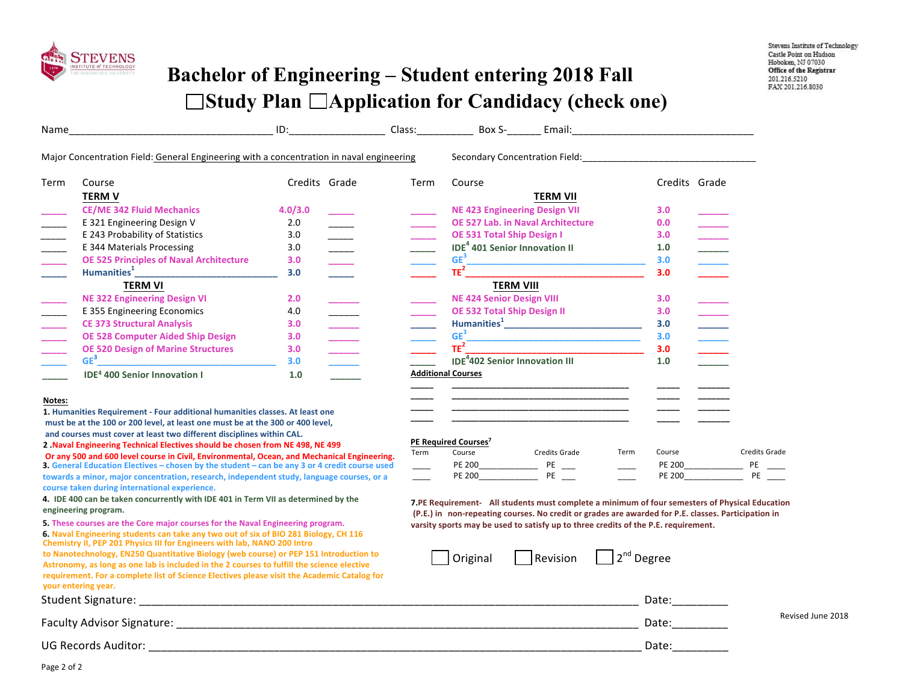Stevens Institute of Technology
Castle Point on Hudson
Hoboken, NJ 07030
Office of the Registrar
201.216.5210
FAX 201.216.8030

# Bachelor of Engineering – Student entering 2018 Fall

## ☐Study Plan ☐Application for Candidacy (check one)

Name____________________________________ ID:_________________ Class:__________ Box S-______ Email:________________________________

Major Concentration Field: General Engineering with a concentration in naval engineering

Secondary Concentration Field:_________________________________

| Term | Course | Credits | Grade |
|---|---|---|---|
| | **TERM V** | | |
| _____ | CE/ME 342 Fluid Mechanics | 4.0/3.0 | _____ |
| _____ | E 321 Engineering Design V | 2.0 | _____ |
| _____ | E 243 Probability of Statistics | 3.0 | _____ |
| _____ | E 344 Materials Processing | 3.0 | _____ |
| _____ | OE 525 Principles of Naval Architecture | 3.0 | _____ |
| _____ | Humanities[1]____________________________ | 3.0 | _____ |
| | **TERM VI** | | |
| _____ | NE 322 Engineering Design VI | 2.0 | ______ |
| _____ | E 355 Engineering Economics | 4.0 | ______ |
| _____ | CE 373 Structural Analysis | 3.0 | ______ |
| _____ | OE 528 Computer Aided Ship Design | 3.0 | ______ |
| _____ | OE 520 Design of Marine Structures | 3.0 | ______ |
| _____ | GE[3]__________________________________ | 3.0 | ______ |
| _____ | IDE[4] 400 Senior Innovation I | 1.0 | ______ |

| Term | Course | Credits | Grade |
|---|---|---|---|
| | **TERM VII** | | |
| _____ | NE 423 Engineering Design VII | 3.0 | ______ |
| _____ | OE 527 Lab. in Naval Architecture | 0.0 | ______ |
| _____ | OE 531 Total Ship Design I | 3.0 | ______ |
| _____ | IDE[4] 401 Senior Innovation II | 1.0 | ______ |
| _____ | GE[3]__________________________________ | 3.0 | ______ |
| _____ | TE[2]__________________________________ | 3.0 | ______ |
| | **TERM VIII** | | |
| _____ | NE 424 Senior Design VIII | 3.0 | ______ |
| _____ | OE 532 Total Ship Design II | 3.0 | ______ |
| _____ | Humanities[1]___________________________ | 3.0 | ______ |
| _____ | GE[3]__________________________________ | 3.0 | ______ |
| _____ | TE[2]__________________________________ | 3.0 | ______ |
| _____ | IDE[4]402 Senior Innovation III | 1.0 | ______ |

**Additional Courses**

| Term | Course | Credits | Grade |
|---|---|---|---|
| ____ | ___________________________________ | ____ | ______ |
| ____ | ___________________________________ | ____ | ______ |
| ____ | ___________________________________ | ____ | ______ |
| ____ | ___________________________________ | ____ | ______ |

**PE Required Courses[7]**

| Term | Course | Credits | Grade | Term | Course | Credits | Grade |
|---|---|---|---|---|---|---|---|
| ____ | PE 200_____________ | PE | ___ | ____ | PE 200_____________ | PE | ____ |
| ____ | PE 200_____________ | PE | ___ | ____ | PE 200_____________ | PE | ____ |

**Notes:**

1. Humanities Requirement - Four additional humanities classes. At least one must be at the 100 or 200 level, at least one must be at the 300 or 400 level, and courses must cover at least two different disciplines within CAL.
2. Naval Engineering Technical Electives should be chosen from NE 498, NE 499 Or any 500 and 600 level course in Civil, Environmental, Ocean, and Mechanical Engineering.
3. General Education Electives – chosen by the student – can be any 3 or 4 credit course used towards a minor, major concentration, research, independent study, language courses, or a course taken during international experience.
4. IDE 400 can be taken concurrently with IDE 401 in Term VII as determined by the engineering program.
5. These courses are the Core major courses for the Naval Engineering program.
6. Naval Engineering students can take any two out of six of BIO 281 Biology, CH 116 Chemistry II, PEP 201 Physics III for Engineers with lab, NANO 200 Intro to Nanotechnology, EN250 Quantitative Biology (web course) or PEP 151 Introduction to Astronomy, as long as one lab is included in the 2 courses to fulfill the science elective requirement. For a complete list of Science Electives please visit the Academic Catalog for your entering year.

7. PE Requirement- All students must complete a minimum of four semesters of Physical Education (P.E.) in non-repeating courses. No credit or grades are awarded for P.E. classes. Participation in varsity sports may be used to satisfy up to three credits of the P.E. requirement.

☐ Original ☐ Revision ☐ 2nd Degree

Student Signature: ______________________________________________________________ Date:_________

Faculty Advisor Signature: _______________________________________________________ Date:_________

UG Records Auditor: ____________________________________________________________ Date:_________

Revised June 2018